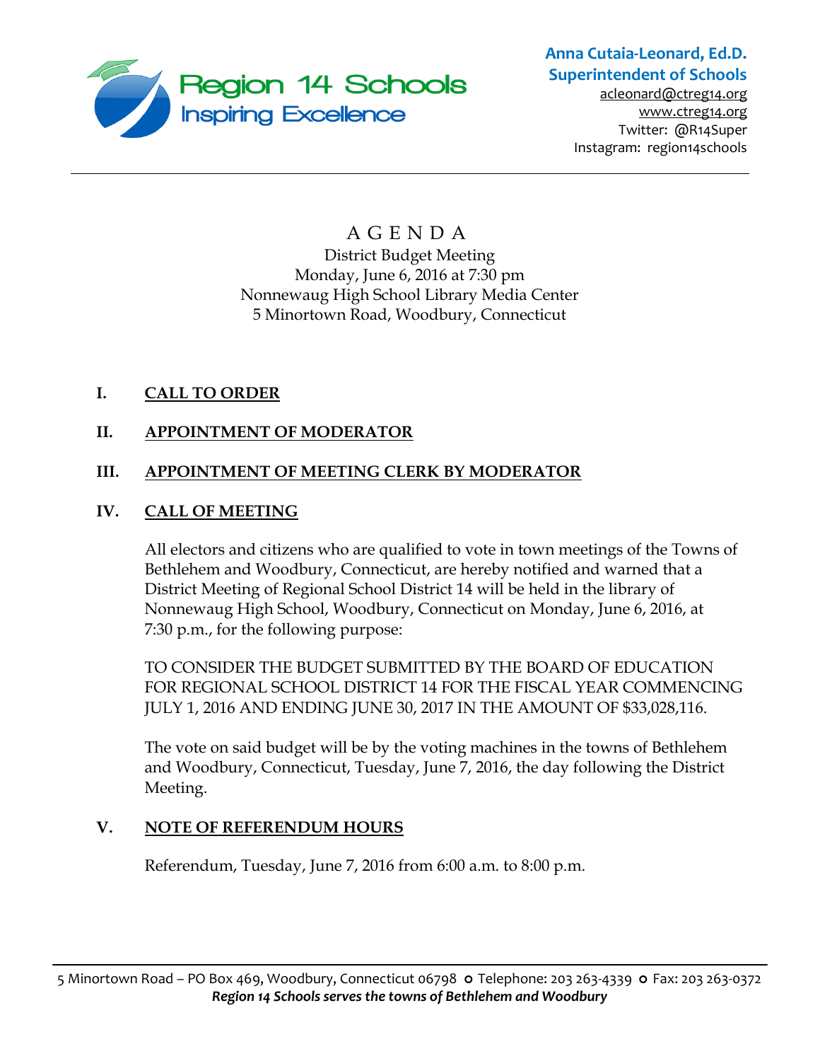Region 14 Schools
Inspiring Excellence

**Anna Cutaia-Leonard, Ed.D.**
**Superintendent of Schools**
acleonard@ctreg14.org
www.ctreg14.org
Twitter: @R14Super
Instagram: region14schools

---

# A G E N D A

District Budget Meeting
Monday, June 6, 2016 at 7:30 pm
Nonnewaug High School Library Media Center
5 Minortown Road, Woodbury, Connecticut

## I. CALL TO ORDER

## II. APPOINTMENT OF MODERATOR

## III. APPOINTMENT OF MEETING CLERK BY MODERATOR

## IV. CALL OF MEETING

All electors and citizens who are qualified to vote in town meetings of the Towns of Bethlehem and Woodbury, Connecticut, are hereby notified and warned that a District Meeting of Regional School District 14 will be held in the library of Nonnewaug High School, Woodbury, Connecticut on Monday, June 6, 2016, at 7:30 p.m., for the following purpose:

TO CONSIDER THE BUDGET SUBMITTED BY THE BOARD OF EDUCATION FOR REGIONAL SCHOOL DISTRICT 14 FOR THE FISCAL YEAR COMMENCING JULY 1, 2016 AND ENDING JUNE 30, 2017 IN THE AMOUNT OF $33,028,116.

The vote on said budget will be by the voting machines in the towns of Bethlehem and Woodbury, Connecticut, Tuesday, June 7, 2016, the day following the District Meeting.

## V. NOTE OF REFERENDUM HOURS

Referendum, Tuesday, June 7, 2016 from 6:00 a.m. to 8:00 p.m.

---

5 Minortown Road – PO Box 469, Woodbury, Connecticut 06798 ○ Telephone: 203 263-4339 ○ Fax: 203 263-0372
***Region 14 Schools serves the towns of Bethlehem and Woodbury***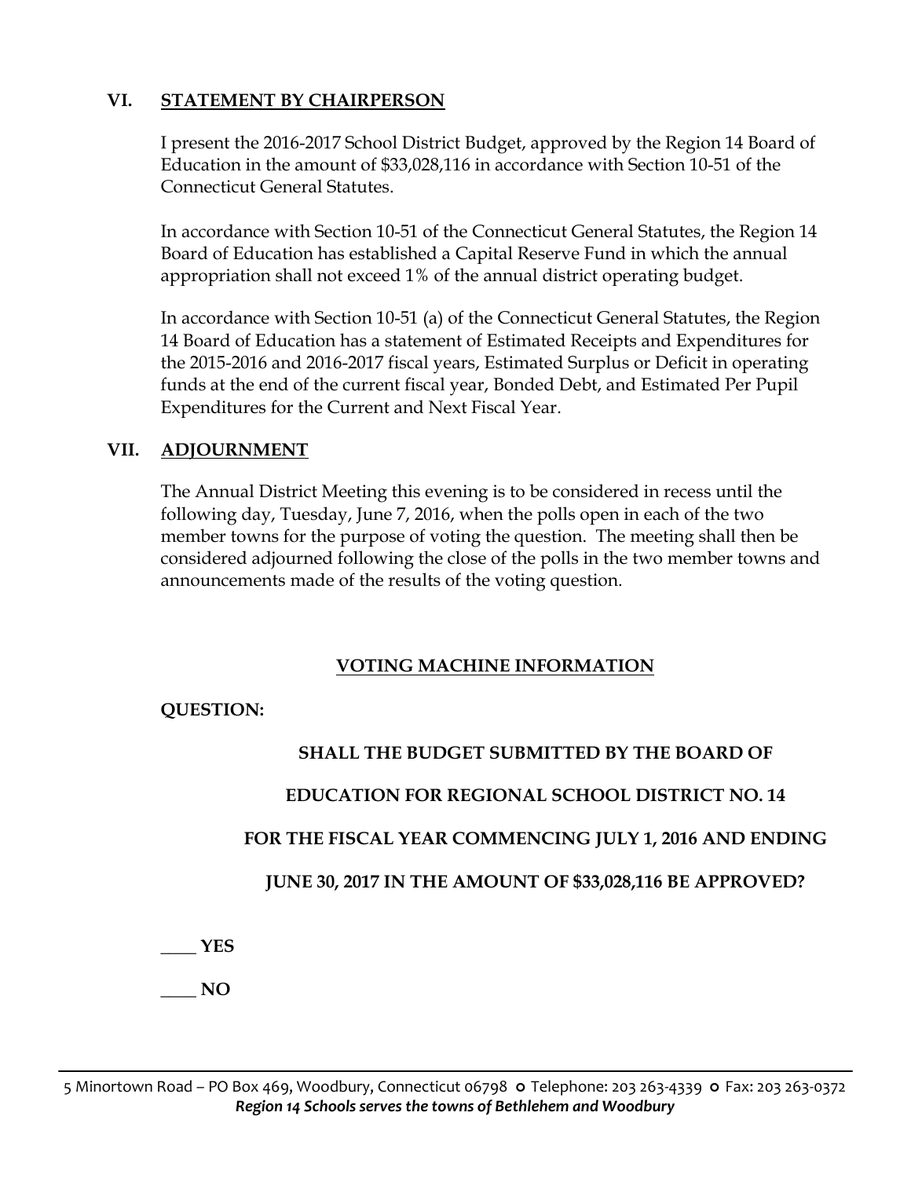## VI. STATEMENT BY CHAIRPERSON

I present the 2016-2017 School District Budget, approved by the Region 14 Board of Education in the amount of $33,028,116 in accordance with Section 10-51 of the Connecticut General Statutes.

In accordance with Section 10-51 of the Connecticut General Statutes, the Region 14 Board of Education has established a Capital Reserve Fund in which the annual appropriation shall not exceed 1% of the annual district operating budget.

In accordance with Section 10-51 (a) of the Connecticut General Statutes, the Region 14 Board of Education has a statement of Estimated Receipts and Expenditures for the 2015-2016 and 2016-2017 fiscal years, Estimated Surplus or Deficit in operating funds at the end of the current fiscal year, Bonded Debt, and Estimated Per Pupil Expenditures for the Current and Next Fiscal Year.

## VII. ADJOURNMENT

The Annual District Meeting this evening is to be considered in recess until the following day, Tuesday, June 7, 2016, when the polls open in each of the two member towns for the purpose of voting the question. The meeting shall then be considered adjourned following the close of the polls in the two member towns and announcements made of the results of the voting question.

## VOTING MACHINE INFORMATION

**QUESTION:**

**SHALL THE BUDGET SUBMITTED BY THE BOARD OF EDUCATION FOR REGIONAL SCHOOL DISTRICT NO. 14 FOR THE FISCAL YEAR COMMENCING JULY 1, 2016 AND ENDING JUNE 30, 2017 IN THE AMOUNT OF $33,028,116 BE APPROVED?**

____ **YES**

____ **NO**

5 Minortown Road – PO Box 469, Woodbury, Connecticut 06798 o Telephone: 203 263-4339 o Fax: 203 263-0372
***Region 14 Schools serves the towns of Bethlehem and Woodbury***